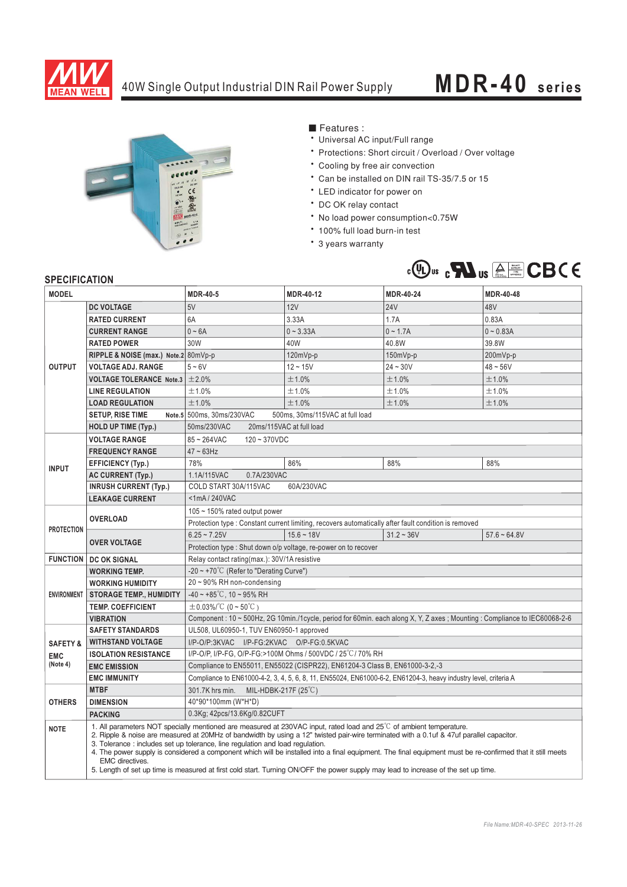# 40W Single Output Industrial DIN Rail Power Supply

# MDR-40 series

■ Features :

- Universal AC input/Full range
- Protections: Short circuit / Overload / Over voltage
- Cooling by free air convection
- Can be installed on DIN rail TS-35/7.5 or 15
- LED indicator for power on
- DC OK relay contact
- No load power consumption<0.75W
- 100% full load burn-in test
- 3 years warranty

## SPECIFICATION

| MODEL | | MDR-40-5 | MDR-40-12 | MDR-40-24 | MDR-40-48 |
|---|---|---|---|---|---|
| OUTPUT | DC VOLTAGE | 5V | 12V | 24V | 48V |
| | RATED CURRENT | 6A | 3.33A | 1.7A | 0.83A |
| | CURRENT RANGE | 0 ~ 6A | 0 ~ 3.33A | 0 ~ 1.7A | 0 ~ 0.83A |
| | RATED POWER | 30W | 40W | 40.8W | 39.8W |
| | RIPPLE & NOISE (max.) Note.2 | 80mVp-p | 120mVp-p | 150mVp-p | 200mVp-p |
| | VOLTAGE ADJ. RANGE | 5 ~ 6V | 12 ~ 15V | 24 ~ 30V | 48 ~ 56V |
| | VOLTAGE TOLERANCE Note.3 | ±2.0% | ±1.0% | ±1.0% | ±1.0% |
| | LINE REGULATION | ±1.0% | ±1.0% | ±1.0% | ±1.0% |
| | LOAD REGULATION | ±1.0% | ±1.0% | ±1.0% | ±1.0% |
| | SETUP, RISE TIME Note.5 | 500ms, 30ms/230VAC 500ms, 30ms/115VAC at full load | | | |
| | HOLD UP TIME (Typ.) | 50ms/230VAC 20ms/115VAC at full load | | | |
| INPUT | VOLTAGE RANGE | 85 ~ 264VAC 120 ~ 370VDC | | | |
| | FREQUENCY RANGE | 47 ~ 63Hz | | | |
| | EFFICIENCY (Typ.) | 78% | 86% | 88% | 88% |
| | AC CURRENT (Typ.) | 1.1A/115VAC 0.7A/230VAC | | | |
| | INRUSH CURRENT (Typ.) | COLD START 30A/115VAC 60A/230VAC | | | |
| | LEAKAGE CURRENT | <1mA / 240VAC | | | |
| PROTECTION | OVERLOAD | 105 ~ 150% rated output power | | | |
| | | Protection type : Constant current limiting, recovers automatically after fault condition is removed | | | |
| | OVER VOLTAGE | 6.25 ~ 7.25V | 15.6 ~ 18V | 31.2 ~ 36V | 57.6 ~ 64.8V |
| | | Protection type : Shut down o/p voltage, re-power on to recover | | | |
| FUNCTION | DC OK SIGNAL | Relay contact rating(max.): 30V/1A resistive | | | |
| ENVIRONMENT | WORKING TEMP. | -20 ~ +70℃ (Refer to "Derating Curve") | | | |
| | WORKING HUMIDITY | 20 ~ 90% RH non-condensing | | | |
| | STORAGE TEMP., HUMIDITY | -40 ~ +85℃, 10 ~ 95% RH | | | |
| | TEMP. COEFFICIENT | ±0.03%/℃ (0 ~ 50℃) | | | |
| | VIBRATION | Component : 10 ~ 500Hz, 2G 10min./1cycle, period for 60min. each along X, Y, Z axes ; Mounting : Compliance to IEC60068-2-6 | | | |
| SAFETY & EMC (Note 4) | SAFETY STANDARDS | UL508, UL60950-1, TUV EN60950-1 approved | | | |
| | WITHSTAND VOLTAGE | I/P-O/P:3KVAC I/P-FG:2KVAC O/P-FG:0.5KVAC | | | |
| | ISOLATION RESISTANCE | I/P-O/P, I/P-FG, O/P-FG:>100M Ohms / 500VDC / 25℃/ 70% RH | | | |
| | EMC EMISSION | Compliance to EN55011, EN55022 (CISPR22), EN61204-3 Class B, EN61000-3-2,-3 | | | |
| | EMC IMMUNITY | Compliance to EN61000-4-2, 3, 4, 5, 6, 8, 11, EN55024, EN61000-6-2, EN61204-3, heavy industry level, criteria A | | | |
| OTHERS | MTBF | 301.7K hrs min. MIL-HDBK-217F (25℃) | | | |
| | DIMENSION | 40*90*100mm (W*H*D) | | | |
| | PACKING | 0.3Kg; 42pcs/13.6Kg/0.82CUFT | | | |

**NOTE**

1. All parameters NOT specially mentioned are measured at 230VAC input, rated load and 25℃ of ambient temperature.
2. Ripple & noise are measured at 20MHz of bandwidth by using a 12" twisted pair-wire terminated with a 0.1uf & 47uf parallel capacitor.
3. Tolerance : includes set up tolerance, line regulation and load regulation.
4. The power supply is considered a component which will be installed into a final equipment. The final equipment must be re-confirmed that it still meets EMC directives.
5. Length of set up time is measured at first cold start. Turning ON/OFF the power supply may lead to increase of the set up time.

*File Name:MDR-40-SPEC 2013-11-26*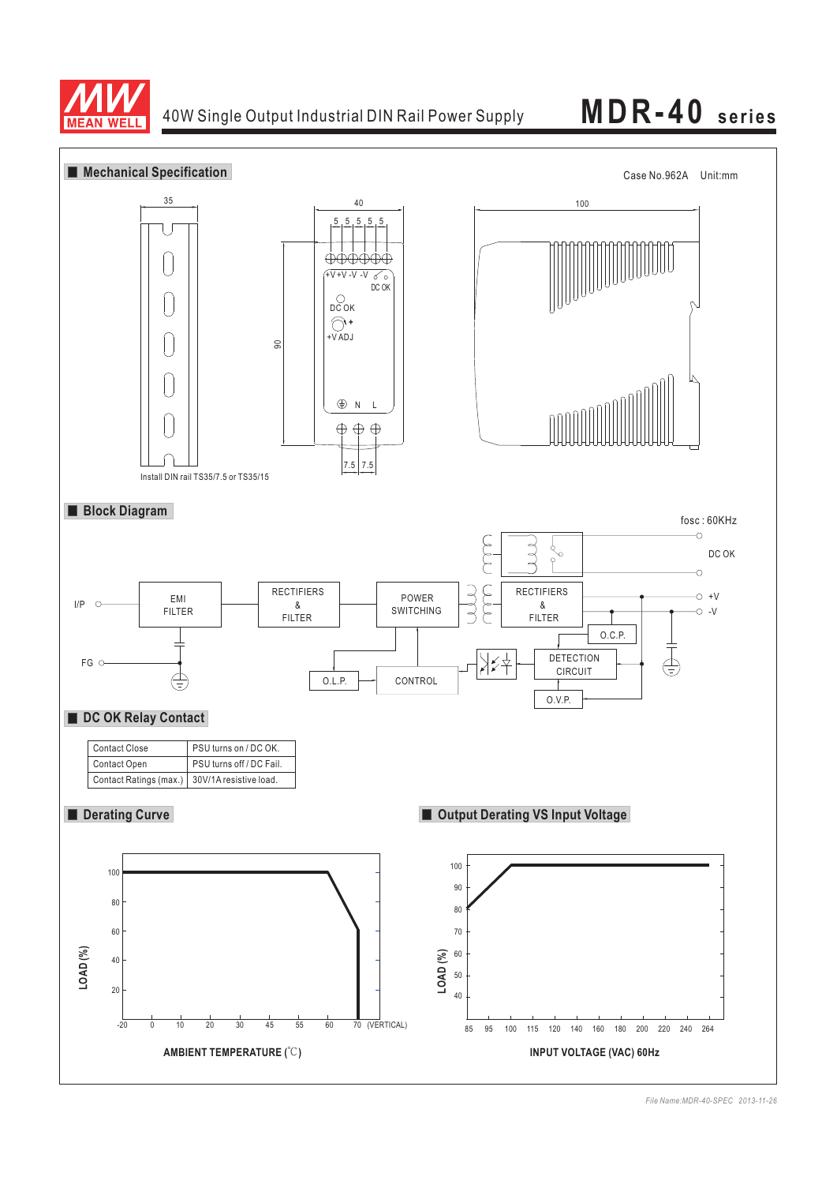40W Single Output Industrial DIN Rail Power Supply

# MDR-40 series

## Mechanical Specification

Case No.962A Unit:mm

35

40

5 5 5 5 5

+V +V -V -V

DC OK

DC OK

+V ADJ

N L

90

7.5 7.5

100

Install DIN rail TS35/7.5 or TS35/15

## Block Diagram

fosc : 60KHz

DC OK

I/P

EMI FILTER

RECTIFIERS & FILTER

POWER SWITCHING

RECTIFIERS & FILTER

+V

-V

O.C.P.

FG

O.L.P.

CONTROL

DETECTION CIRCUIT

O.V.P.

## DC OK Relay Contact

| | |
|---|---|
| Contact Close | PSU turns on / DC OK. |
| Contact Open | PSU turns off / DC Fail. |
| Contact Ratings (max.) | 30V/1A resistive load. |

## Derating Curve

LOAD (%)

100
80
60
40
20

-20 0 10 20 30 45 55 60 70 (VERTICAL)

AMBIENT TEMPERATURE (℃)

## Output Derating VS Input Voltage

LOAD (%)

100
90
80
70
60
50
40

85 95 100 115 120 140 160 180 200 220 240 264

INPUT VOLTAGE (VAC) 60Hz

*File Name:MDR-40-SPEC 2013-11-26*